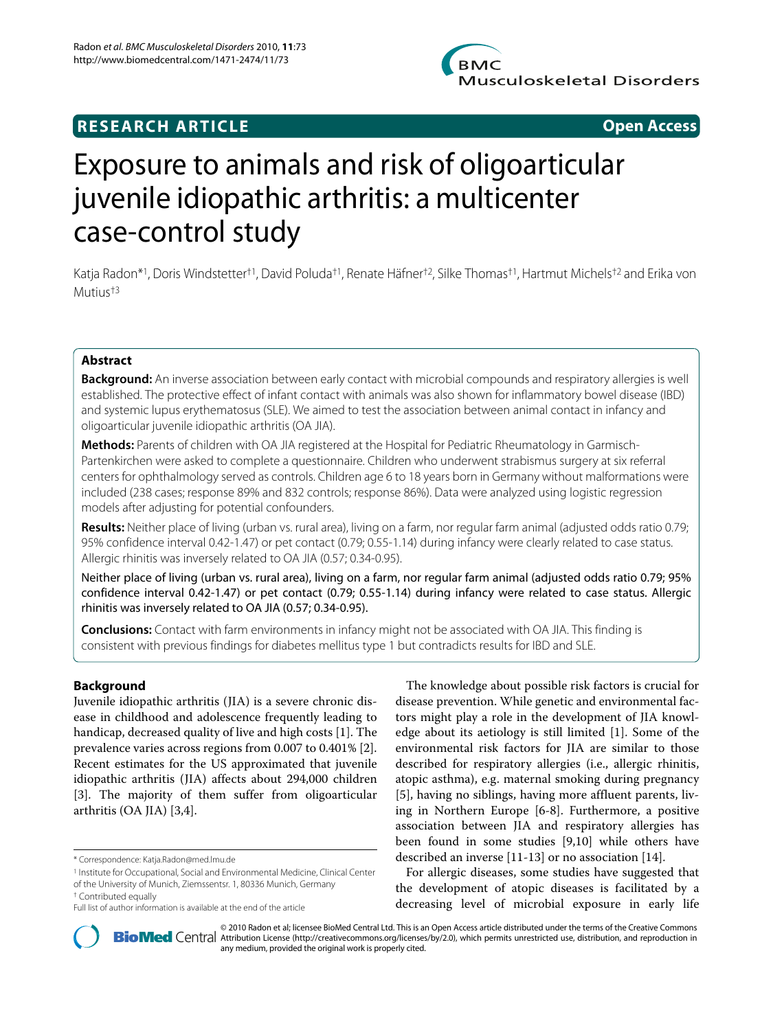**RESEARCH ARTICLE** **Open Access**

# Exposure to animals and risk of oligoarticular juvenile idiopathic arthritis: a multicenter case-control study

Katja Radon*[1], Doris Windstetter†[1], David Poluda†[1], Renate Häfner†[2], Silke Thomas†[1], Hartmut Michels†[2] and Erika von Mutius†[3]

## Abstract

**Background:** An inverse association between early contact with microbial compounds and respiratory allergies is well established. The protective effect of infant contact with animals was also shown for inflammatory bowel disease (IBD) and systemic lupus erythematosus (SLE). We aimed to test the association between animal contact in infancy and oligoarticular juvenile idiopathic arthritis (OA JIA).

**Methods:** Parents of children with OA JIA registered at the Hospital for Pediatric Rheumatology in Garmisch-Partenkirchen were asked to complete a questionnaire. Children who underwent strabismus surgery at six referral centers for ophthalmology served as controls. Children age 6 to 18 years born in Germany without malformations were included (238 cases; response 89% and 832 controls; response 86%). Data were analyzed using logistic regression models after adjusting for potential confounders.

**Results:** Neither place of living (urban vs. rural area), living on a farm, nor regular farm animal (adjusted odds ratio 0.79; 95% confidence interval 0.42-1.47) or pet contact (0.79; 0.55-1.14) during infancy were clearly related to case status. Allergic rhinitis was inversely related to OA JIA (0.57; 0.34-0.95).

Neither place of living (urban vs. rural area), living on a farm, nor regular farm animal (adjusted odds ratio 0.79; 95% confidence interval 0.42-1.47) or pet contact (0.79; 0.55-1.14) during infancy were related to case status. Allergic rhinitis was inversely related to OA JIA (0.57; 0.34-0.95).

**Conclusions:** Contact with farm environments in infancy might not be associated with OA JIA. This finding is consistent with previous findings for diabetes mellitus type 1 but contradicts results for IBD and SLE.

## Background

Juvenile idiopathic arthritis (JIA) is a severe chronic disease in childhood and adolescence frequently leading to handicap, decreased quality of live and high costs [1]. The prevalence varies across regions from 0.007 to 0.401% [2]. Recent estimates for the US approximated that juvenile idiopathic arthritis (JIA) affects about 294,000 children [3]. The majority of them suffer from oligoarticular arthritis (OA JIA) [3,4].

The knowledge about possible risk factors is crucial for disease prevention. While genetic and environmental factors might play a role in the development of JIA knowledge about its aetiology is still limited [1]. Some of the environmental risk factors for JIA are similar to those described for respiratory allergies (i.e., allergic rhinitis, atopic asthma), e.g. maternal smoking during pregnancy [5], having no siblings, having more affluent parents, living in Northern Europe [6-8]. Furthermore, a positive association between JIA and respiratory allergies has been found in some studies [9,10] while others have described an inverse [11-13] or no association [14].

For allergic diseases, some studies have suggested that the development of atopic diseases is facilitated by a decreasing level of microbial exposure in early life

\* Correspondence: Katja.Radon@med.lmu.de

[1] Institute for Occupational, Social and Environmental Medicine, Clinical Center of the University of Munich, Ziemssentsr. 1, 80336 Munich, Germany

† Contributed equally

Full list of author information is available at the end of the article

© 2010 Radon et al; licensee BioMed Central Ltd. This is an Open Access article distributed under the terms of the Creative Commons Attribution License (http://creativecommons.org/licenses/by/2.0), which permits unrestricted use, distribution, and reproduction in any medium, provided the original work is properly cited.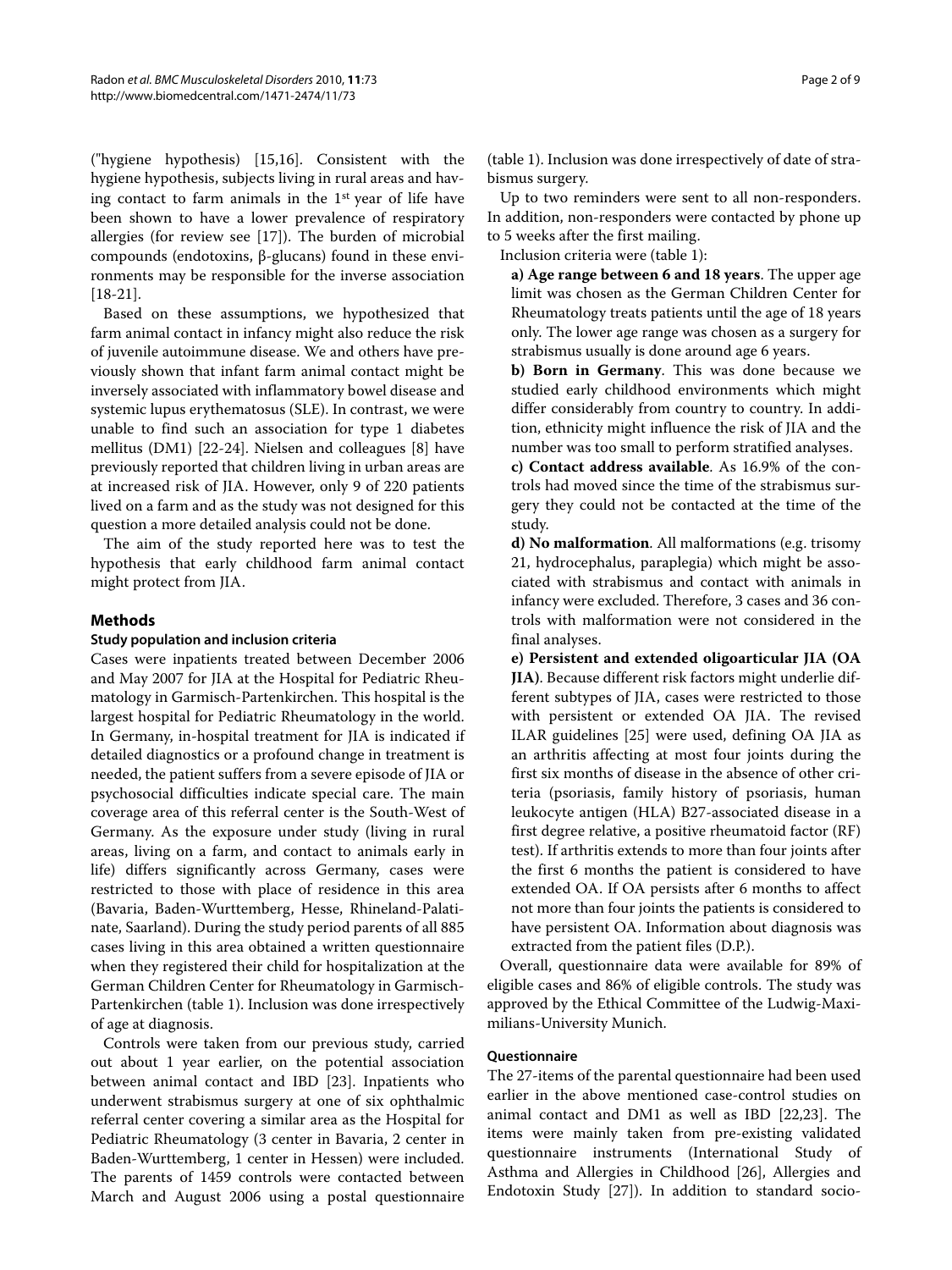("hygiene hypothesis) [15,16]. Consistent with the hygiene hypothesis, subjects living in rural areas and having contact to farm animals in the 1st year of life have been shown to have a lower prevalence of respiratory allergies (for review see [17]). The burden of microbial compounds (endotoxins, β-glucans) found in these environments may be responsible for the inverse association [18-21].

Based on these assumptions, we hypothesized that farm animal contact in infancy might also reduce the risk of juvenile autoimmune disease. We and others have previously shown that infant farm animal contact might be inversely associated with inflammatory bowel disease and systemic lupus erythematosus (SLE). In contrast, we were unable to find such an association for type 1 diabetes mellitus (DM1) [22-24]. Nielsen and colleagues [8] have previously reported that children living in urban areas are at increased risk of JIA. However, only 9 of 220 patients lived on a farm and as the study was not designed for this question a more detailed analysis could not be done.

The aim of the study reported here was to test the hypothesis that early childhood farm animal contact might protect from JIA.

## Methods

### Study population and inclusion criteria

Cases were inpatients treated between December 2006 and May 2007 for JIA at the Hospital for Pediatric Rheumatology in Garmisch-Partenkirchen. This hospital is the largest hospital for Pediatric Rheumatology in the world. In Germany, in-hospital treatment for JIA is indicated if detailed diagnostics or a profound change in treatment is needed, the patient suffers from a severe episode of JIA or psychosocial difficulties indicate special care. The main coverage area of this referral center is the South-West of Germany. As the exposure under study (living in rural areas, living on a farm, and contact to animals early in life) differs significantly across Germany, cases were restricted to those with place of residence in this area (Bavaria, Baden-Wurttemberg, Hesse, Rhineland-Palatinate, Saarland). During the study period parents of all 885 cases living in this area obtained a written questionnaire when they registered their child for hospitalization at the German Children Center for Rheumatology in Garmisch-Partenkirchen (table 1). Inclusion was done irrespectively of age at diagnosis.

Controls were taken from our previous study, carried out about 1 year earlier, on the potential association between animal contact and IBD [23]. Inpatients who underwent strabismus surgery at one of six ophthalmic referral center covering a similar area as the Hospital for Pediatric Rheumatology (3 center in Bavaria, 2 center in Baden-Wurttemberg, 1 center in Hessen) were included. The parents of 1459 controls were contacted between March and August 2006 using a postal questionnaire (table 1). Inclusion was done irrespectively of date of strabismus surgery.

Up to two reminders were sent to all non-responders. In addition, non-responders were contacted by phone up to 5 weeks after the first mailing.

Inclusion criteria were (table 1):

**a) Age range between 6 and 18 years**. The upper age limit was chosen as the German Children Center for Rheumatology treats patients until the age of 18 years only. The lower age range was chosen as a surgery for strabismus usually is done around age 6 years.

**b) Born in Germany**. This was done because we studied early childhood environments which might differ considerably from country to country. In addition, ethnicity might influence the risk of JIA and the number was too small to perform stratified analyses.

**c) Contact address available**. As 16.9% of the controls had moved since the time of the strabismus surgery they could not be contacted at the time of the study.

**d) No malformation**. All malformations (e.g. trisomy 21, hydrocephalus, paraplegia) which might be associated with strabismus and contact with animals in infancy were excluded. Therefore, 3 cases and 36 controls with malformation were not considered in the final analyses.

**e) Persistent and extended oligoarticular JIA (OA JIA)**. Because different risk factors might underlie different subtypes of JIA, cases were restricted to those with persistent or extended OA JIA. The revised ILAR guidelines [25] were used, defining OA JIA as an arthritis affecting at most four joints during the first six months of disease in the absence of other criteria (psoriasis, family history of psoriasis, human leukocyte antigen (HLA) B27-associated disease in a first degree relative, a positive rheumatoid factor (RF) test). If arthritis extends to more than four joints after the first 6 months the patient is considered to have extended OA. If OA persists after 6 months to affect not more than four joints the patients is considered to have persistent OA. Information about diagnosis was extracted from the patient files (D.P.).

Overall, questionnaire data were available for 89% of eligible cases and 86% of eligible controls. The study was approved by the Ethical Committee of the Ludwig-Maximilians-University Munich.

### Questionnaire

The 27-items of the parental questionnaire had been used earlier in the above mentioned case-control studies on animal contact and DM1 as well as IBD [22,23]. The items were mainly taken from pre-existing validated questionnaire instruments (International Study of Asthma and Allergies in Childhood [26], Allergies and Endotoxin Study [27]). In addition to standard socio-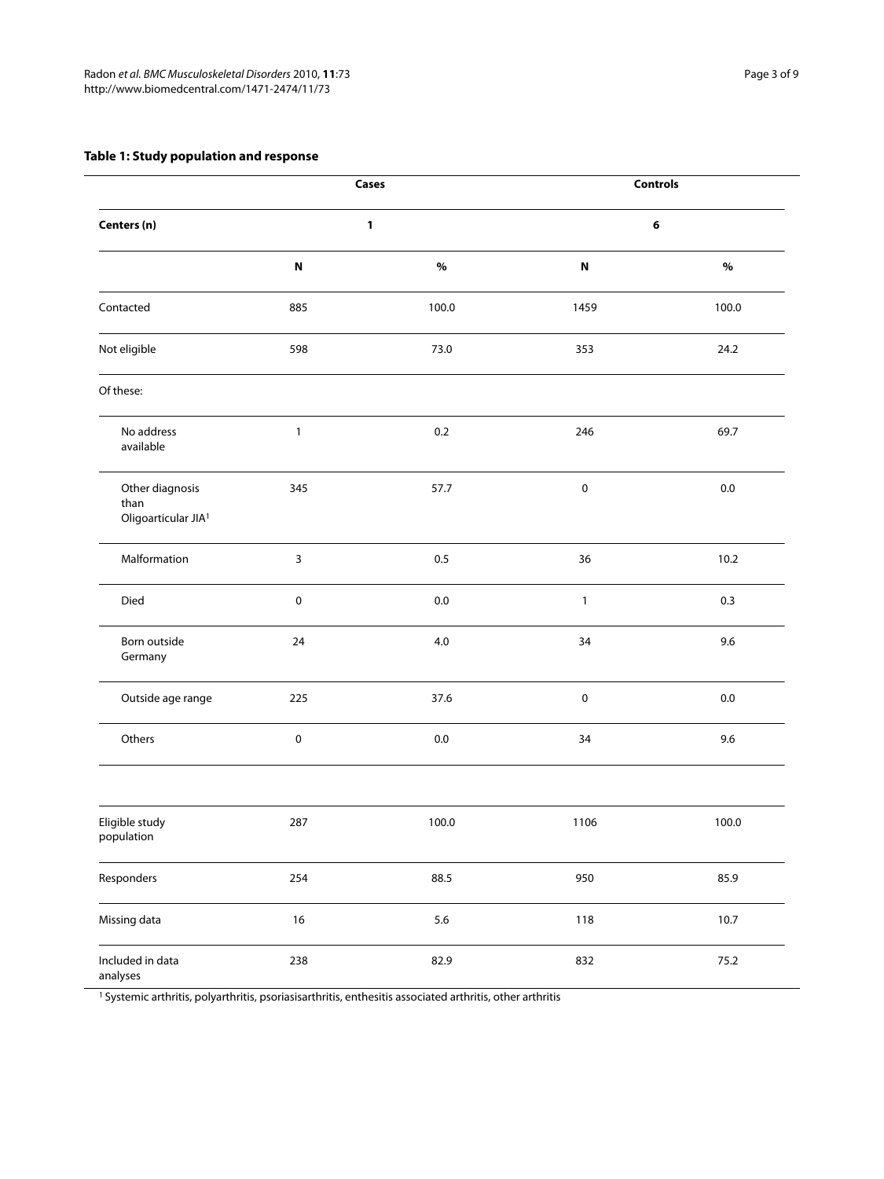**Table 1: Study population and response**

| | Cases | | Controls | |
|---|---|---|---|---|
| Centers (n) | 1 | | 6 | |
| | N | % | N | % |
| Contacted | 885 | 100.0 | 1459 | 100.0 |
| Not eligible | 598 | 73.0 | 353 | 24.2 |
| Of these: | | | | |
| No address available | 1 | 0.2 | 246 | 69.7 |
| Other diagnosis than Oligoarticular JIA[1] | 345 | 57.7 | 0 | 0.0 |
| Malformation | 3 | 0.5 | 36 | 10.2 |
| Died | 0 | 0.0 | 1 | 0.3 |
| Born outside Germany | 24 | 4.0 | 34 | 9.6 |
| Outside age range | 225 | 37.6 | 0 | 0.0 |
| Others | 0 | 0.0 | 34 | 9.6 |
| | | | | |
| Eligible study population | 287 | 100.0 | 1106 | 100.0 |
| Responders | 254 | 88.5 | 950 | 85.9 |
| Missing data | 16 | 5.6 | 118 | 10.7 |
| Included in data analyses | 238 | 82.9 | 832 | 75.2 |

[1] Systemic arthritis, polyarthritis, psoriasisarthritis, enthesitis associated arthritis, other arthritis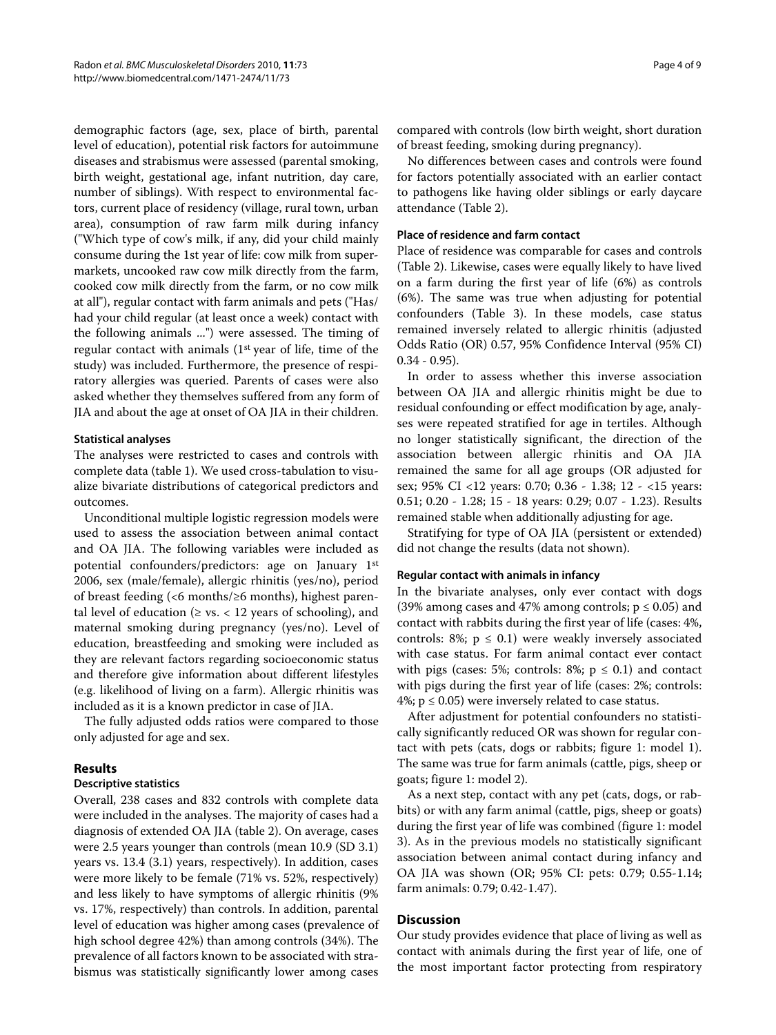demographic factors (age, sex, place of birth, parental level of education), potential risk factors for autoimmune diseases and strabismus were assessed (parental smoking, birth weight, gestational age, infant nutrition, day care, number of siblings). With respect to environmental factors, current place of residency (village, rural town, urban area), consumption of raw farm milk during infancy ("Which type of cow's milk, if any, did your child mainly consume during the 1st year of life: cow milk from supermarkets, uncooked raw cow milk directly from the farm, cooked cow milk directly from the farm, or no cow milk at all"), regular contact with farm animals and pets ("Has/had your child regular (at least once a week) contact with the following animals ...") were assessed. The timing of regular contact with animals (1st year of life, time of the study) was included. Furthermore, the presence of respiratory allergies was queried. Parents of cases were also asked whether they themselves suffered from any form of JIA and about the age at onset of OA JIA in their children.

### Statistical analyses

The analyses were restricted to cases and controls with complete data (table 1). We used cross-tabulation to visualize bivariate distributions of categorical predictors and outcomes.

Unconditional multiple logistic regression models were used to assess the association between animal contact and OA JIA. The following variables were included as potential confounders/predictors: age on January 1st 2006, sex (male/female), allergic rhinitis (yes/no), period of breast feeding (<6 months/≥6 months), highest parental level of education (≥ vs. < 12 years of schooling), and maternal smoking during pregnancy (yes/no). Level of education, breastfeeding and smoking were included as they are relevant factors regarding socioeconomic status and therefore give information about different lifestyles (e.g. likelihood of living on a farm). Allergic rhinitis was included as it is a known predictor in case of JIA.

The fully adjusted odds ratios were compared to those only adjusted for age and sex.

## Results

### Descriptive statistics

Overall, 238 cases and 832 controls with complete data were included in the analyses. The majority of cases had a diagnosis of extended OA JIA (table 2). On average, cases were 2.5 years younger than controls (mean 10.9 (SD 3.1) years vs. 13.4 (3.1) years, respectively). In addition, cases were more likely to be female (71% vs. 52%, respectively) and less likely to have symptoms of allergic rhinitis (9% vs. 17%, respectively) than controls. In addition, parental level of education was higher among cases (prevalence of high school degree 42%) than among controls (34%). The prevalence of all factors known to be associated with strabismus was statistically significantly lower among cases compared with controls (low birth weight, short duration of breast feeding, smoking during pregnancy).

No differences between cases and controls were found for factors potentially associated with an earlier contact to pathogens like having older siblings or early daycare attendance (Table 2).

### Place of residence and farm contact

Place of residence was comparable for cases and controls (Table 2). Likewise, cases were equally likely to have lived on a farm during the first year of life (6%) as controls (6%). The same was true when adjusting for potential confounders (Table 3). In these models, case status remained inversely related to allergic rhinitis (adjusted Odds Ratio (OR) 0.57, 95% Confidence Interval (95% CI) 0.34 - 0.95).

In order to assess whether this inverse association between OA JIA and allergic rhinitis might be due to residual confounding or effect modification by age, analyses were repeated stratified for age in tertiles. Although no longer statistically significant, the direction of the association between allergic rhinitis and OA JIA remained the same for all age groups (OR adjusted for sex; 95% CI <12 years: 0.70; 0.36 - 1.38; 12 - <15 years: 0.51; 0.20 - 1.28; 15 - 18 years: 0.29; 0.07 - 1.23). Results remained stable when additionally adjusting for age.

Stratifying for type of OA JIA (persistent or extended) did not change the results (data not shown).

### Regular contact with animals in infancy

In the bivariate analyses, only ever contact with dogs (39% among cases and 47% among controls; $p \leq 0.05$) and contact with rabbits during the first year of life (cases: 4%, controls: 8%; $p \leq 0.1$) were weakly inversely associated with case status. For farm animal contact ever contact with pigs (cases: 5%; controls: 8%; $p \leq 0.1$) and contact with pigs during the first year of life (cases: 2%; controls: 4%; $p \leq 0.05$) were inversely related to case status.

After adjustment for potential confounders no statistically significantly reduced OR was shown for regular contact with pets (cats, dogs or rabbits; figure 1: model 1). The same was true for farm animals (cattle, pigs, sheep or goats; figure 1: model 2).

As a next step, contact with any pet (cats, dogs, or rabbits) or with any farm animal (cattle, pigs, sheep or goats) during the first year of life was combined (figure 1: model 3). As in the previous models no statistically significant association between animal contact during infancy and OA JIA was shown (OR; 95% CI: pets: 0.79; 0.55-1.14; farm animals: 0.79; 0.42-1.47).

## Discussion

Our study provides evidence that place of living as well as contact with animals during the first year of life, one of the most important factor protecting from respiratory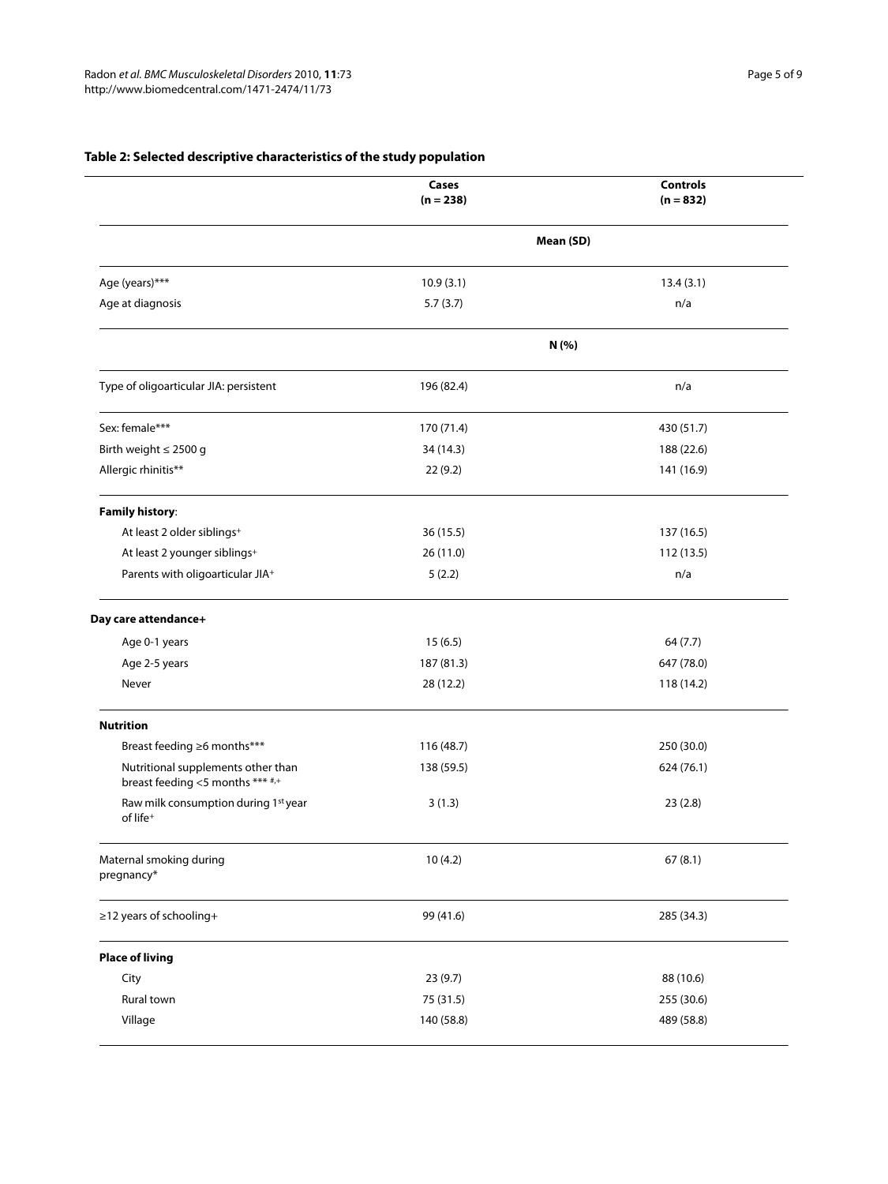**Table 2: Selected descriptive characteristics of the study population**

| | Cases (n = 238) | Controls (n = 832) |
|---|---|---|
| | **Mean (SD)** | |
| Age (years)*** | 10.9 (3.1) | 13.4 (3.1) |
| Age at diagnosis | 5.7 (3.7) | n/a |
| | **N (%)** | |
| Type of oligoarticular JIA: persistent | 196 (82.4) | n/a |
| Sex: female*** | 170 (71.4) | 430 (51.7) |
| Birth weight ≤ 2500 g | 34 (14.3) | 188 (22.6) |
| Allergic rhinitis** | 22 (9.2) | 141 (16.9) |
| **Family history**: | | |
| At least 2 older siblings+ | 36 (15.5) | 137 (16.5) |
| At least 2 younger siblings+ | 26 (11.0) | 112 (13.5) |
| Parents with oligoarticular JIA+ | 5 (2.2) | n/a |
| **Day care attendance+** | | |
| Age 0-1 years | 15 (6.5) | 64 (7.7) |
| Age 2-5 years | 187 (81.3) | 647 (78.0) |
| Never | 28 (12.2) | 118 (14.2) |
| **Nutrition** | | |
| Breast feeding ≥6 months*** | 116 (48.7) | 250 (30.0) |
| Nutritional supplements other than breast feeding <5 months *** #,+ | 138 (59.5) | 624 (76.1) |
| Raw milk consumption during 1st year of life+ | 3 (1.3) | 23 (2.8) |
| Maternal smoking during pregnancy* | 10 (4.2) | 67 (8.1) |
| ≥12 years of schooling+ | 99 (41.6) | 285 (34.3) |
| **Place of living** | | |
| City | 23 (9.7) | 88 (10.6) |
| Rural town | 75 (31.5) | 255 (30.6) |
| Village | 140 (58.8) | 489 (58.8) |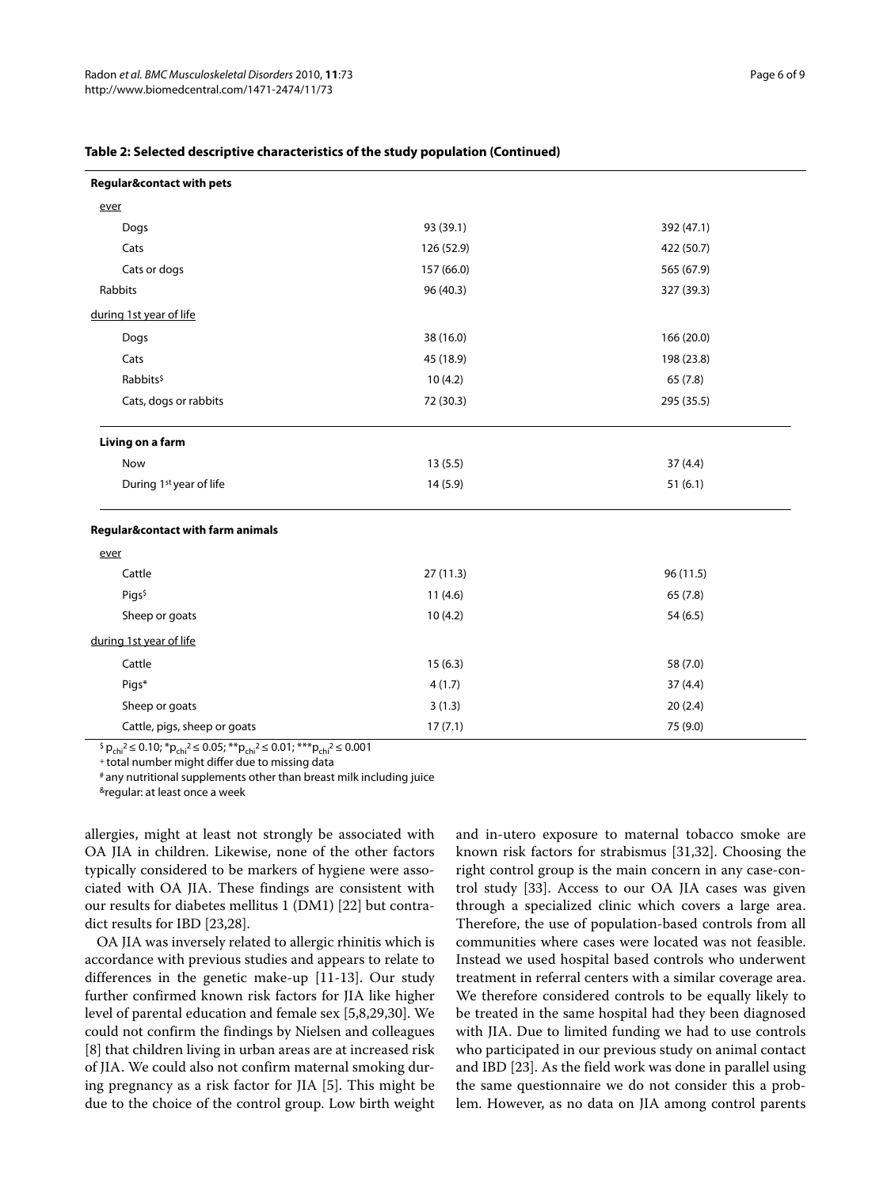**Table 2: Selected descriptive characteristics of the study population (Continued)**

| | | |
|---|---|---|
| **Regular&contact with pets** | | |
| ever | | |
| Dogs | 93 (39.1) | 392 (47.1) |
| Cats | 126 (52.9) | 422 (50.7) |
| Cats or dogs | 157 (66.0) | 565 (67.9) |
| Rabbits | 96 (40.3) | 327 (39.3) |
| during 1st year of life | | |
| Dogs | 38 (16.0) | 166 (20.0) |
| Cats | 45 (18.9) | 198 (23.8) |
| Rabbits$ | 10 (4.2) | 65 (7.8) |
| Cats, dogs or rabbits | 72 (30.3) | 295 (35.5) |
| **Living on a farm** | | |
| Now | 13 (5.5) | 37 (4.4) |
| During 1st year of life | 14 (5.9) | 51 (6.1) |
| **Regular&contact with farm animals** | | |
| ever | | |
| Cattle | 27 (11.3) | 96 (11.5) |
| Pigs$ | 11 (4.6) | 65 (7.8) |
| Sheep or goats | 10 (4.2) | 54 (6.5) |
| during 1st year of life | | |
| Cattle | 15 (6.3) | 58 (7.0) |
| Pigs* | 4 (1.7) | 37 (4.4) |
| Sheep or goats | 3 (1.3) | 20 (2.4) |
| Cattle, pigs, sheep or goats | 17 (7.1) | 75 (9.0) |

$ $p_{chi^2} \leq 0.10$; * $p_{chi^2} \leq 0.05$; ** $p_{chi^2} \leq 0.01$; *** $p_{chi^2} \leq 0.001$

+ total number might differ due to missing data

# any nutritional supplements other than breast milk including juice

& regular: at least once a week

allergies, might at least not strongly be associated with OA JIA in children. Likewise, none of the other factors typically considered to be markers of hygiene were associated with OA JIA. These findings are consistent with our results for diabetes mellitus 1 (DM1) [22] but contradict results for IBD [23,28].

OA JIA was inversely related to allergic rhinitis which is accordance with previous studies and appears to relate to differences in the genetic make-up [11-13]. Our study further confirmed known risk factors for JIA like higher level of parental education and female sex [5,8,29,30]. We could not confirm the findings by Nielsen and colleagues [8] that children living in urban areas are at increased risk of JIA. We could also not confirm maternal smoking during pregnancy as a risk factor for JIA [5]. This might be due to the choice of the control group. Low birth weight and in-utero exposure to maternal tobacco smoke are known risk factors for strabismus [31,32]. Choosing the right control group is the main concern in any case-control study [33]. Access to our OA JIA cases was given through a specialized clinic which covers a large area. Therefore, the use of population-based controls from all communities where cases were located was not feasible. Instead we used hospital based controls who underwent treatment in referral centers with a similar coverage area. We therefore considered controls to be equally likely to be treated in the same hospital had they been diagnosed with JIA. Due to limited funding we had to use controls who participated in our previous study on animal contact and IBD [23]. As the field work was done in parallel using the same questionnaire we do not consider this a problem. However, as no data on JIA among control parents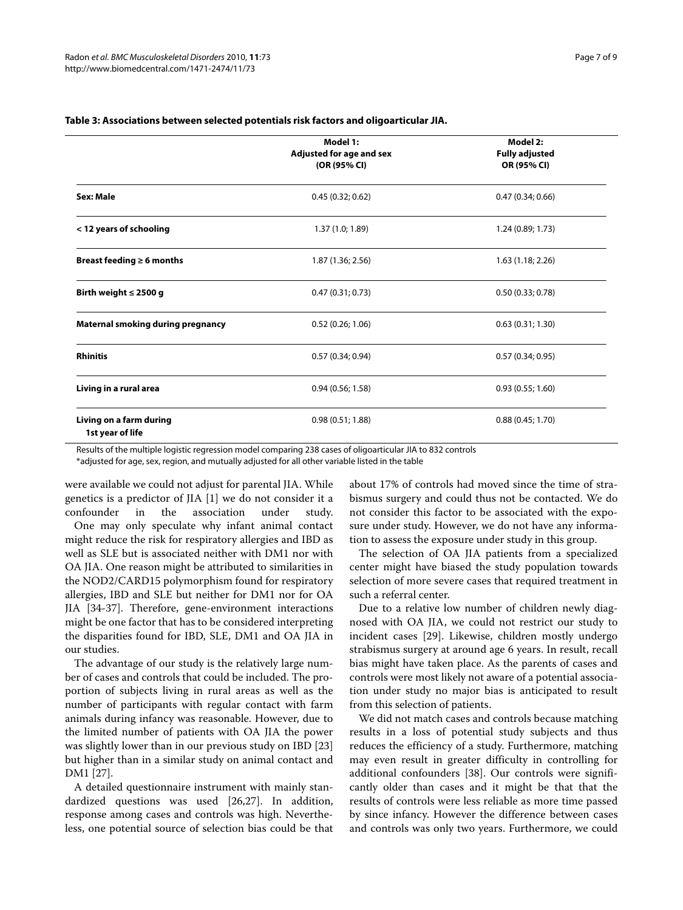**Table 3: Associations between selected potentials risk factors and oligoarticular JIA.**

| | Model 1: Adjusted for age and sex (OR (95% CI) | Model 2: Fully adjusted OR (95% CI) |
|---|---|---|
| **Sex: Male** | 0.45 (0.32; 0.62) | 0.47 (0.34; 0.66) |
| **< 12 years of schooling** | 1.37 (1.0; 1.89) | 1.24 (0.89; 1.73) |
| **Breast feeding ≥ 6 months** | 1.87 (1.36; 2.56) | 1.63 (1.18; 2.26) |
| **Birth weight ≤ 2500 g** | 0.47 (0.31; 0.73) | 0.50 (0.33; 0.78) |
| **Maternal smoking during pregnancy** | 0.52 (0.26; 1.06) | 0.63 (0.31; 1.30) |
| **Rhinitis** | 0.57 (0.34; 0.94) | 0.57 (0.34; 0.95) |
| **Living in a rural area** | 0.94 (0.56; 1.58) | 0.93 (0.55; 1.60) |
| **Living on a farm during 1st year of life** | 0.98 (0.51; 1.88) | 0.88 (0.45; 1.70) |

Results of the multiple logistic regression model comparing 238 cases of oligoarticular JIA to 832 controls

*adjusted for age, sex, region, and mutually adjusted for all other variable listed in the table

were available we could not adjust for parental JIA. While genetics is a predictor of JIA [1] we do not consider it a confounder in the association under study.

One may only speculate why infant animal contact might reduce the risk for respiratory allergies and IBD as well as SLE but is associated neither with DM1 nor with OA JIA. One reason might be attributed to similarities in the NOD2/CARD15 polymorphism found for respiratory allergies, IBD and SLE but neither for DM1 nor for OA JIA [34-37]. Therefore, gene-environment interactions might be one factor that has to be considered interpreting the disparities found for IBD, SLE, DM1 and OA JIA in our studies.

The advantage of our study is the relatively large number of cases and controls that could be included. The proportion of subjects living in rural areas as well as the number of participants with regular contact with farm animals during infancy was reasonable. However, due to the limited number of patients with OA JIA the power was slightly lower than in our previous study on IBD [23] but higher than in a similar study on animal contact and DM1 [27].

A detailed questionnaire instrument with mainly standardized questions was used [26,27]. In addition, response among cases and controls was high. Nevertheless, one potential source of selection bias could be that about 17% of controls had moved since the time of strabismus surgery and could thus not be contacted. We do not consider this factor to be associated with the exposure under study. However, we do not have any information to assess the exposure under study in this group.

The selection of OA JIA patients from a specialized center might have biased the study population towards selection of more severe cases that required treatment in such a referral center.

Due to a relative low number of children newly diagnosed with OA JIA, we could not restrict our study to incident cases [29]. Likewise, children mostly undergo strabismus surgery at around age 6 years. In result, recall bias might have taken place. As the parents of cases and controls were most likely not aware of a potential association under study no major bias is anticipated to result from this selection of patients.

We did not match cases and controls because matching results in a loss of potential study subjects and thus reduces the efficiency of a study. Furthermore, matching may even result in greater difficulty in controlling for additional confounders [38]. Our controls were significantly older than cases and it might be that that the results of controls were less reliable as more time passed by since infancy. However the difference between cases and controls was only two years. Furthermore, we could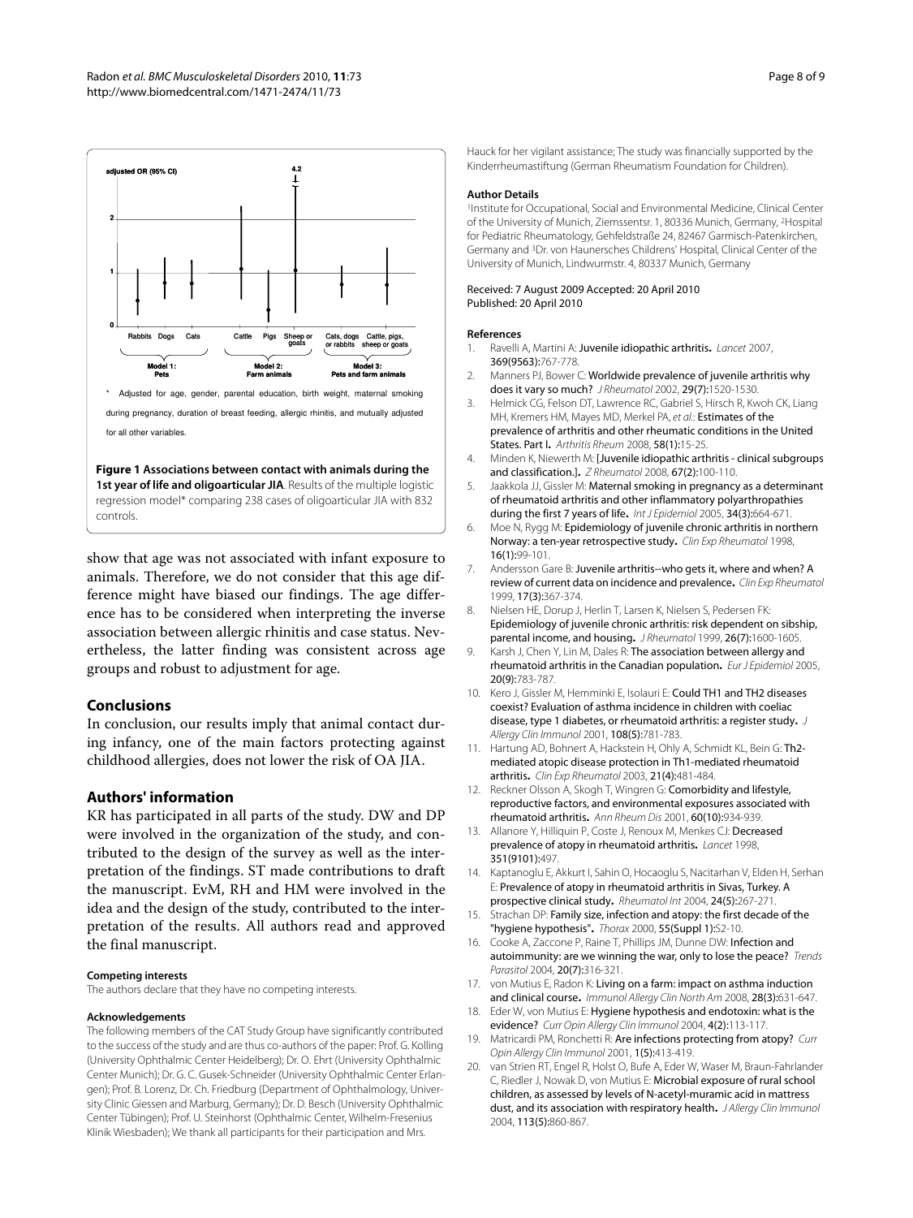adjusted OR (95% CI)

\* Adjusted for age, gender, parental education, birth weight, maternal smoking during pregnancy, duration of breast feeding, allergic rhinitis, and mutually adjusted for all other variables.

**Figure 1 Associations between contact with animals during the 1st year of life and oligoarticular JIA**. Results of the multiple logistic regression model* comparing 238 cases of oligoarticular JIA with 832 controls.

show that age was not associated with infant exposure to animals. Therefore, we do not consider that this age difference might have biased our findings. The age difference has to be considered when interpreting the inverse association between allergic rhinitis and case status. Nevertheless, the latter finding was consistent across age groups and robust to adjustment for age.

## Conclusions

In conclusion, our results imply that animal contact during infancy, one of the main factors protecting against childhood allergies, does not lower the risk of OA JIA.

## Authors' information

KR has participated in all parts of the study. DW and DP were involved in the organization of the study, and contributed to the design of the survey as well as the interpretation of the findings. ST made contributions to draft the manuscript. EvM, RH and HM were involved in the idea and the design of the study, contributed to the interpretation of the results. All authors read and approved the final manuscript.

#### Competing interests

The authors declare that they have no competing interests.

#### Acknowledgements

The following members of the CAT Study Group have significantly contributed to the success of the study and are thus co-authors of the paper: Prof. G. Kolling (University Ophthalmic Center Heidelberg); Dr. O. Ehrt (University Ophthalmic Center Munich); Dr. G. C. Gusek-Schneider (University Ophthalmic Center Erlangen); Prof. B. Lorenz, Dr. Ch. Friedburg (Department of Ophthalmology, University Clinic Giessen and Marburg, Germany); Dr. D. Besch (University Ophthalmic Center Tübingen); Prof. U. Steinhorst (Ophthalmic Center, Wilhelm-Fresenius Klinik Wiesbaden); We thank all participants for their participation and Mrs. Hauck for her vigilant assistance; The study was financially supported by the Kinderrheumastiftung (German Rheumatism Foundation for Children).

#### Author Details

[1]Institute for Occupational, Social and Environmental Medicine, Clinical Center of the University of Munich, Ziemssentsr. 1, 80336 Munich, Germany, [2]Hospital for Pediatric Rheumatology, Gehfeldstraße 24, 82467 Garmisch-Patenkirchen, Germany and [3]Dr. von Haunersches Childrens' Hospital, Clinical Center of the University of Munich, Lindwurmstr. 4, 80337 Munich, Germany

Received: 7 August 2009 Accepted: 20 April 2010
Published: 20 April 2010

#### References

1. Ravelli A, Martini A: **Juvenile idiopathic arthritis.** *Lancet* 2007, **369(9563)**:767-778.
2. Manners PJ, Bower C: **Worldwide prevalence of juvenile arthritis why does it vary so much?** *J Rheumatol* 2002, **29(7)**:1520-1530.
3. Helmick CG, Felson DT, Lawrence RC, Gabriel S, Hirsch R, Kwoh CK, Liang MH, Kremers HM, Mayes MD, Merkel PA, *et al.*: **Estimates of the prevalence of arthritis and other rheumatic conditions in the United States. Part I.** *Arthritis Rheum* 2008, **58(1)**:15-25.
4. Minden K, Niewerth M: **[Juvenile idiopathic arthritis - clinical subgroups and classification.].** *Z Rheumatol* 2008, **67(2)**:100-110.
5. Jaakkola JJ, Gissler M: **Maternal smoking in pregnancy as a determinant of rheumatoid arthritis and other inflammatory polyarthropathies during the first 7 years of life.** *Int J Epidemiol* 2005, **34(3)**:664-671.
6. Moe N, Rygg M: **Epidemiology of juvenile chronic arthritis in northern Norway: a ten-year retrospective study.** *Clin Exp Rheumatol* 1998, **16(1)**:99-101.
7. Andersson Gare B: **Juvenile arthritis--who gets it, where and when? A review of current data on incidence and prevalence.** *Clin Exp Rheumatol* 1999, **17(3)**:367-374.
8. Nielsen HE, Dorup J, Herlin T, Larsen K, Nielsen S, Pedersen FK: **Epidemiology of juvenile chronic arthritis: risk dependent on sibship, parental income, and housing.** *J Rheumatol* 1999, **26(7)**:1600-1605.
9. Karsh J, Chen Y, Lin M, Dales R: **The association between allergy and rheumatoid arthritis in the Canadian population.** *Eur J Epidemiol* 2005, **20(9)**:783-787.
10. Kero J, Gissler M, Hemminki E, Isolauri E: **Could TH1 and TH2 diseases coexist? Evaluation of asthma incidence in children with coeliac disease, type 1 diabetes, or rheumatoid arthritis: a register study.** *J Allergy Clin Immunol* 2001, **108(5)**:781-783.
11. Hartung AD, Bohnert A, Hackstein H, Ohly A, Schmidt KL, Bein G: **Th2-mediated atopic disease protection in Th1-mediated rheumatoid arthritis.** *Clin Exp Rheumatol* 2003, **21(4)**:481-484.
12. Reckner Olsson A, Skogh T, Wingren G: **Comorbidity and lifestyle, reproductive factors, and environmental exposures associated with rheumatoid arthritis.** *Ann Rheum Dis* 2001, **60(10)**:934-939.
13. Allanore Y, Hilliquin P, Coste J, Renoux M, Menkes CJ: **Decreased prevalence of atopy in rheumatoid arthritis.** *Lancet* 1998, **351(9101)**:497.
14. Kaptanoglu E, Akkurt I, Sahin O, Hocaoglu S, Nacitarhan V, Elden H, Serhan E: **Prevalence of atopy in rheumatoid arthritis in Sivas, Turkey. A prospective clinical study.** *Rheumatol Int* 2004, **24(5)**:267-271.
15. Strachan DP: **Family size, infection and atopy: the first decade of the "hygiene hypothesis".** *Thorax* 2000, **55(Suppl 1)**:S2-10.
16. Cooke A, Zaccone P, Raine T, Phillips JM, Dunne DW: **Infection and autoimmunity: are we winning the war, only to lose the peace?** *Trends Parasitol* 2004, **20(7)**:316-321.
17. von Mutius E, Radon K: **Living on a farm: impact on asthma induction and clinical course.** *Immunol Allergy Clin North Am* 2008, **28(3)**:631-647.
18. Eder W, von Mutius E: **Hygiene hypothesis and endotoxin: what is the evidence?** *Curr Opin Allergy Clin Immunol* 2004, **4(2)**:113-117.
19. Matricardi PM, Ronchetti R: **Are infections protecting from atopy?** *Curr Opin Allergy Clin Immunol* 2001, **1(5)**:413-419.
20. van Strien RT, Engel R, Holst O, Bufe A, Eder W, Waser M, Braun-Fahrlander C, Riedler J, Nowak D, von Mutius E: **Microbial exposure of rural school children, as assessed by levels of N-acetyl-muramic acid in mattress dust, and its association with respiratory health.** *J Allergy Clin Immunol* 2004, **113(5)**:860-867.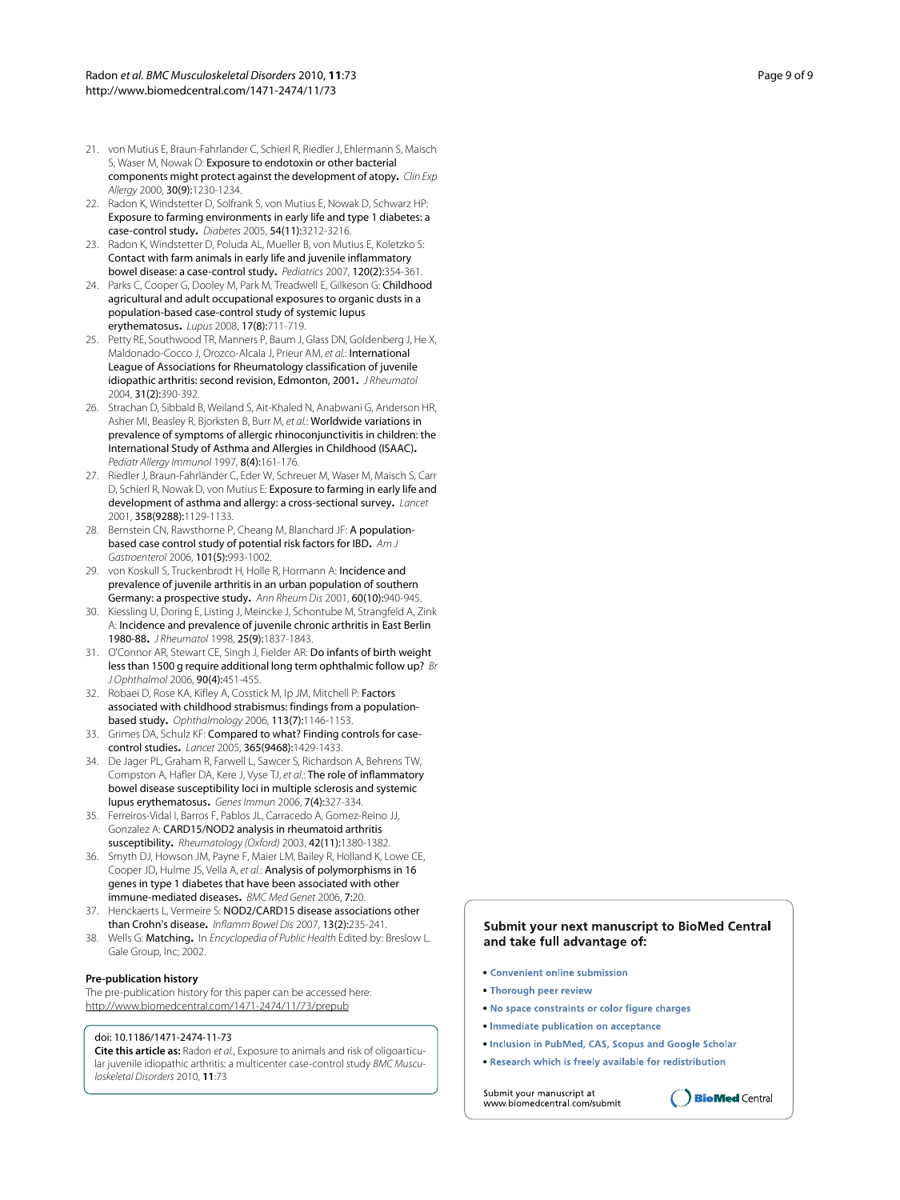21. von Mutius E, Braun-Fahrlander C, Schierl R, Riedler J, Ehlermann S, Maisch S, Waser M, Nowak D: **Exposure to endotoxin or other bacterial components might protect against the development of atopy.** *Clin Exp Allergy* 2000, **30(9):**1230-1234.
22. Radon K, Windstetter D, Solfrank S, von Mutius E, Nowak D, Schwarz HP: **Exposure to farming environments in early life and type 1 diabetes: a case-control study.** *Diabetes* 2005, **54(11):**3212-3216.
23. Radon K, Windstetter D, Poluda AL, Mueller B, von Mutius E, Koletzko S: **Contact with farm animals in early life and juvenile inflammatory bowel disease: a case-control study.** *Pediatrics* 2007, **120(2):**354-361.
24. Parks C, Cooper G, Dooley M, Park M, Treadwell E, Gilkeson G: **Childhood agricultural and adult occupational exposures to organic dusts in a population-based case-control study of systemic lupus erythematosus.** *Lupus* 2008, **17(8):**711-719.
25. Petty RE, Southwood TR, Manners P, Baum J, Glass DN, Goldenberg J, He X, Maldonado-Cocco J, Orozco-Alcala J, Prieur AM, *et al.*: **International League of Associations for Rheumatology classification of juvenile idiopathic arthritis: second revision, Edmonton, 2001.** *J Rheumatol* 2004, **31(2):**390-392.
26. Strachan D, Sibbald B, Weiland S, Ait-Khaled N, Anabwani G, Anderson HR, Asher MI, Beasley R, Bjorksten B, Burr M, *et al.*: **Worldwide variations in prevalence of symptoms of allergic rhinoconjunctivitis in children: the International Study of Asthma and Allergies in Childhood (ISAAC).** *Pediatr Allergy Immunol* 1997, **8(4):**161-176.
27. Riedler J, Braun-Fahrländer C, Eder W, Schreuer M, Waser M, Maisch S, Carr D, Schierl R, Nowak D, von Mutius E: **Exposure to farming in early life and development of asthma and allergy: a cross-sectional survey.** *Lancet* 2001, **358(9288):**1129-1133.
28. Bernstein CN, Rawsthorne P, Cheang M, Blanchard JF: **A population-based case control study of potential risk factors for IBD.** *Am J Gastroenterol* 2006, **101(5):**993-1002.
29. von Koskull S, Truckenbrodt H, Holle R, Hormann A: **Incidence and prevalence of juvenile arthritis in an urban population of southern Germany: a prospective study.** *Ann Rheum Dis* 2001, **60(10):**940-945.
30. Kiessling U, Doring E, Listing J, Meincke J, Schontube M, Strangfeld A, Zink A: **Incidence and prevalence of juvenile chronic arthritis in East Berlin 1980-88.** *J Rheumatol* 1998, **25(9):**1837-1843.
31. O'Connor AR, Stewart CE, Singh J, Fielder AR: **Do infants of birth weight less than 1500 g require additional long term ophthalmic follow up?** *Br J Ophthalmol* 2006, **90(4):**451-455.
32. Robaei D, Rose KA, Kifley A, Cosstick M, Ip JM, Mitchell P: **Factors associated with childhood strabismus: findings from a population-based study.** *Ophthalmology* 2006, **113(7):**1146-1153.
33. Grimes DA, Schulz KF: **Compared to what? Finding controls for case-control studies.** *Lancet* 2005, **365(9468):**1429-1433.
34. De Jager PL, Graham R, Farwell L, Sawcer S, Richardson A, Behrens TW, Compston A, Hafler DA, Kere J, Vyse TJ, *et al.*: **The role of inflammatory bowel disease susceptibility loci in multiple sclerosis and systemic lupus erythematosus.** *Genes Immun* 2006, **7(4):**327-334.
35. Ferreiros-Vidal I, Barros F, Pablos JL, Carracedo A, Gomez-Reino JJ, Gonzalez A: **CARD15/NOD2 analysis in rheumatoid arthritis susceptibility.** *Rheumatology (Oxford)* 2003, **42(11):**1380-1382.
36. Smyth DJ, Howson JM, Payne F, Maier LM, Bailey R, Holland K, Lowe CE, Cooper JD, Hulme JS, Vella A, *et al.*: **Analysis of polymorphisms in 16 genes in type 1 diabetes that have been associated with other immune-mediated diseases.** *BMC Med Genet* 2006, **7:**20.
37. Henckaerts L, Vermeire S: **NOD2/CARD15 disease associations other than Crohn's disease.** *Inflamm Bowel Dis* 2007, **13(2):**235-241.
38. Wells G: **Matching.** In *Encyclopedia of Public Health* Edited by: Breslow L. Gale Group, Inc; 2002.

### Pre-publication history

The pre-publication history for this paper can be accessed here:
http://www.biomedcentral.com/1471-2474/11/73/prepub

doi: 10.1186/1471-2474-11-73

**Cite this article as:** Radon *et al.*, Exposure to animals and risk of oligoarticular juvenile idiopathic arthritis: a multicenter case-control study *BMC Musculoskeletal Disorders* 2010, **11**:73

**Submit your next manuscript to BioMed Central and take full advantage of:**

- **Convenient online submission**
- **Thorough peer review**
- **No space constraints or color figure charges**
- **Immediate publication on acceptance**
- **Inclusion in PubMed, CAS, Scopus and Google Scholar**
- **Research which is freely available for redistribution**

Submit your manuscript at www.biomedcentral.com/submit

BioMed Central